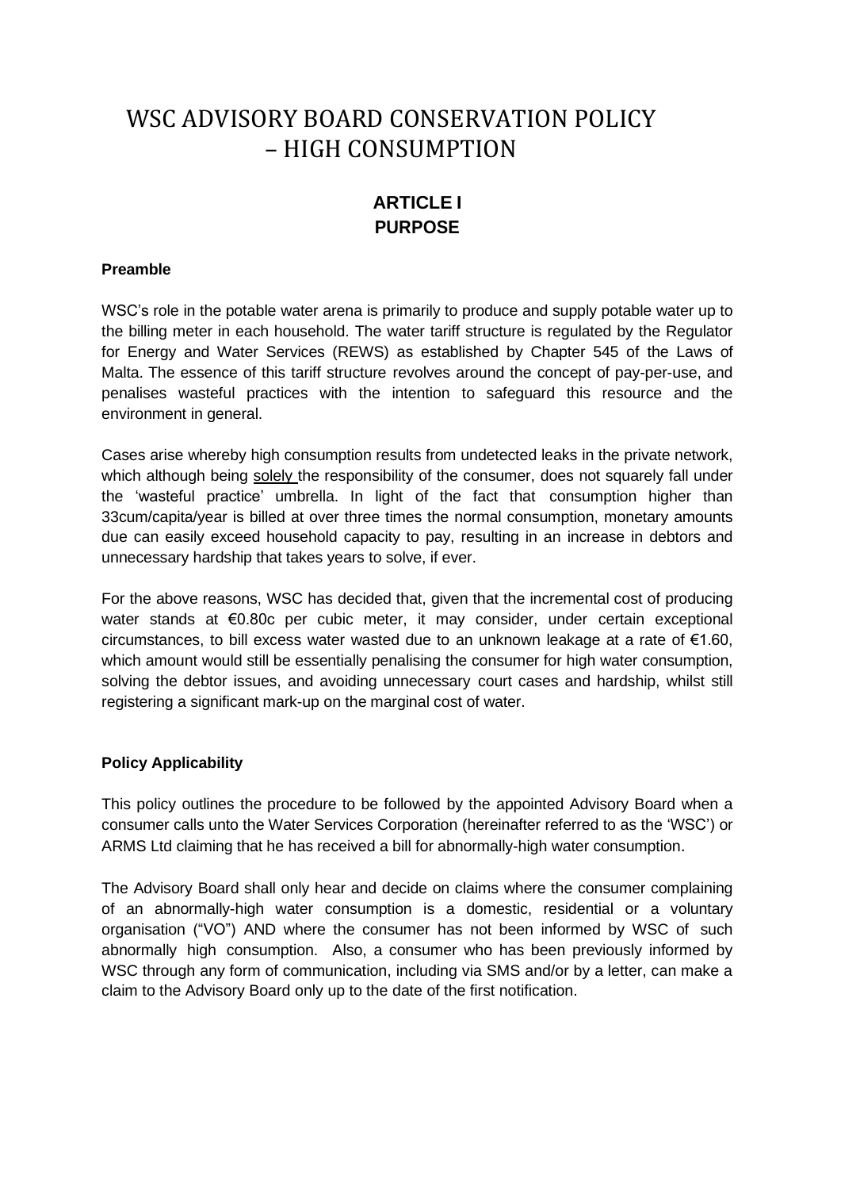# WSC ADVISORY BOARD CONSERVATION POLICY – HIGH CONSUMPTION

## ARTICLE I
## PURPOSE

### Preamble

WSC's role in the potable water arena is primarily to produce and supply potable water up to the billing meter in each household. The water tariff structure is regulated by the Regulator for Energy and Water Services (REWS) as established by Chapter 545 of the Laws of Malta. The essence of this tariff structure revolves around the concept of pay-per-use, and penalises wasteful practices with the intention to safeguard this resource and the environment in general.

Cases arise whereby high consumption results from undetected leaks in the private network, which although being solely the responsibility of the consumer, does not squarely fall under the 'wasteful practice' umbrella. In light of the fact that consumption higher than 33cum/capita/year is billed at over three times the normal consumption, monetary amounts due can easily exceed household capacity to pay, resulting in an increase in debtors and unnecessary hardship that takes years to solve, if ever.

For the above reasons, WSC has decided that, given that the incremental cost of producing water stands at €0.80c per cubic meter, it may consider, under certain exceptional circumstances, to bill excess water wasted due to an unknown leakage at a rate of €1.60, which amount would still be essentially penalising the consumer for high water consumption, solving the debtor issues, and avoiding unnecessary court cases and hardship, whilst still registering a significant mark-up on the marginal cost of water.

### Policy Applicability

This policy outlines the procedure to be followed by the appointed Advisory Board when a consumer calls unto the Water Services Corporation (hereinafter referred to as the 'WSC') or ARMS Ltd claiming that he has received a bill for abnormally-high water consumption.

The Advisory Board shall only hear and decide on claims where the consumer complaining of an abnormally-high water consumption is a domestic, residential or a voluntary organisation ("VO") AND where the consumer has not been informed by WSC of such abnormally high consumption. Also, a consumer who has been previously informed by WSC through any form of communication, including via SMS and/or by a letter, can make a claim to the Advisory Board only up to the date of the first notification.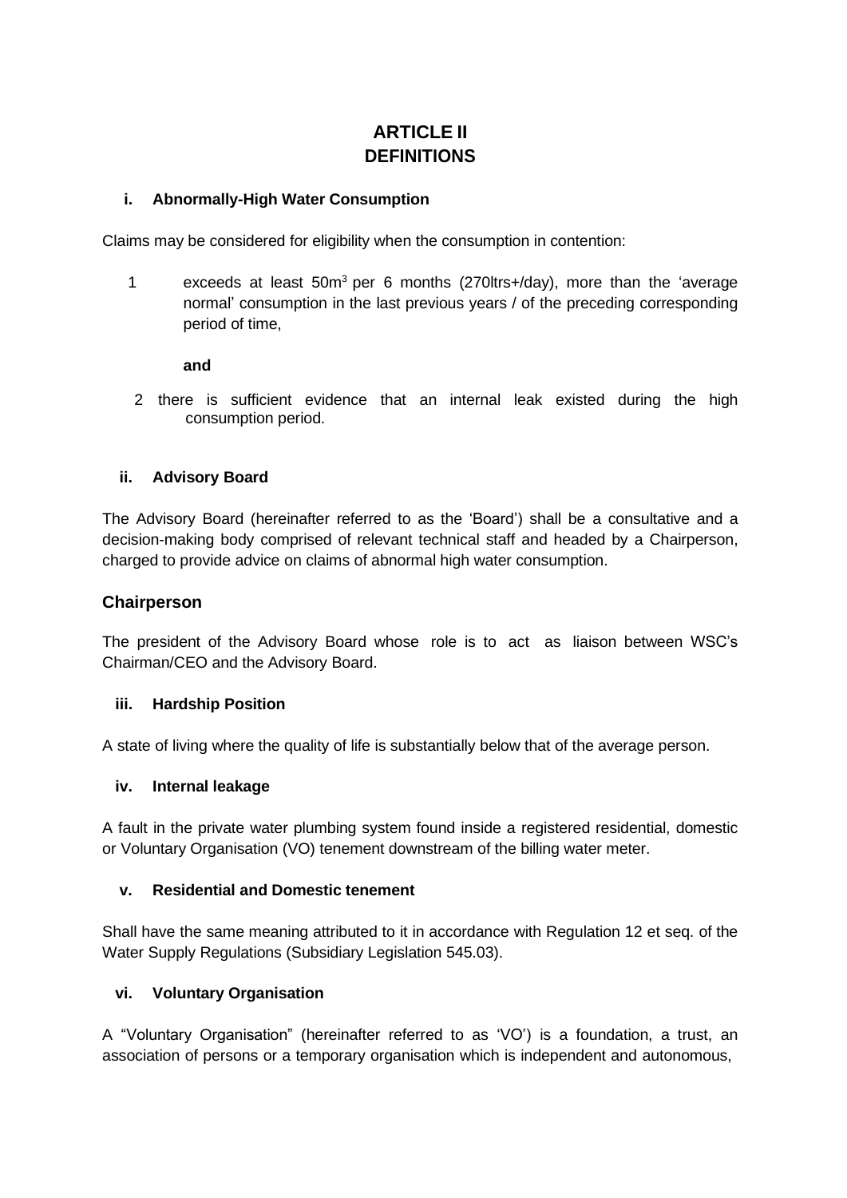# ARTICLE II
# DEFINITIONS

### i. Abnormally-High Water Consumption

Claims may be considered for eligibility when the consumption in contention:

1. exceeds at least 50m$^3$ per 6 months (270ltrs+/day), more than the 'average normal' consumption in the last previous years / of the preceding corresponding period of time,

   **and**

2. there is sufficient evidence that an internal leak existed during the high consumption period.

### ii. Advisory Board

The Advisory Board (hereinafter referred to as the 'Board') shall be a consultative and a decision-making body comprised of relevant technical staff and headed by a Chairperson, charged to provide advice on claims of abnormal high water consumption.

### Chairperson

The president of the Advisory Board whose role is to act as liaison between WSC's Chairman/CEO and the Advisory Board.

### iii. Hardship Position

A state of living where the quality of life is substantially below that of the average person.

### iv. Internal leakage

A fault in the private water plumbing system found inside a registered residential, domestic or Voluntary Organisation (VO) tenement downstream of the billing water meter.

### v. Residential and Domestic tenement

Shall have the same meaning attributed to it in accordance with Regulation 12 et seq. of the Water Supply Regulations (Subsidiary Legislation 545.03).

### vi. Voluntary Organisation

A "Voluntary Organisation" (hereinafter referred to as 'VO') is a foundation, a trust, an association of persons or a temporary organisation which is independent and autonomous,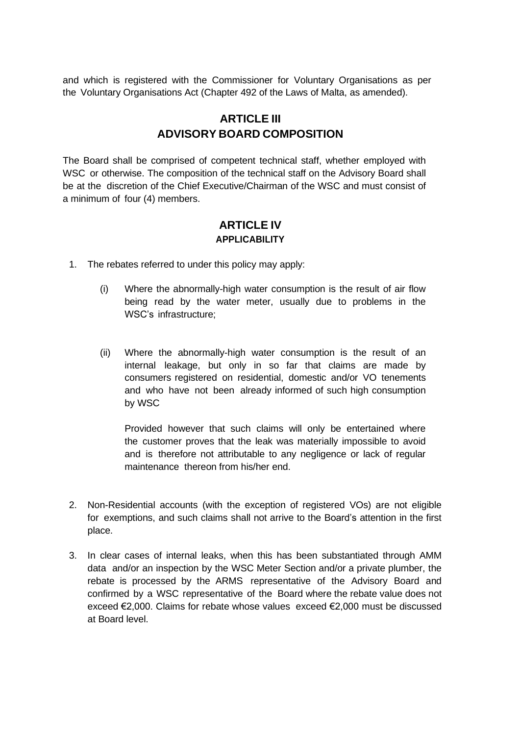and which is registered with the Commissioner for Voluntary Organisations as per the Voluntary Organisations Act (Chapter 492 of the Laws of Malta, as amended).

## ARTICLE III
## ADVISORY BOARD COMPOSITION

The Board shall be comprised of competent technical staff, whether employed with WSC or otherwise. The composition of the technical staff on the Advisory Board shall be at the discretion of the Chief Executive/Chairman of the WSC and must consist of a minimum of four (4) members.

## ARTICLE IV
### APPLICABILITY

1. The rebates referred to under this policy may apply:

   (i) Where the abnormally-high water consumption is the result of air flow being read by the water meter, usually due to problems in the WSC's infrastructure;

   (ii) Where the abnormally-high water consumption is the result of an internal leakage, but only in so far that claims are made by consumers registered on residential, domestic and/or VO tenements and who have not been already informed of such high consumption by WSC

   Provided however that such claims will only be entertained where the customer proves that the leak was materially impossible to avoid and is therefore not attributable to any negligence or lack of regular maintenance thereon from his/her end.

2. Non-Residential accounts (with the exception of registered VOs) are not eligible for exemptions, and such claims shall not arrive to the Board's attention in the first place.

3. In clear cases of internal leaks, when this has been substantiated through AMM data and/or an inspection by the WSC Meter Section and/or a private plumber, the rebate is processed by the ARMS representative of the Advisory Board and confirmed by a WSC representative of the Board where the rebate value does not exceed €2,000. Claims for rebate whose values exceed €2,000 must be discussed at Board level.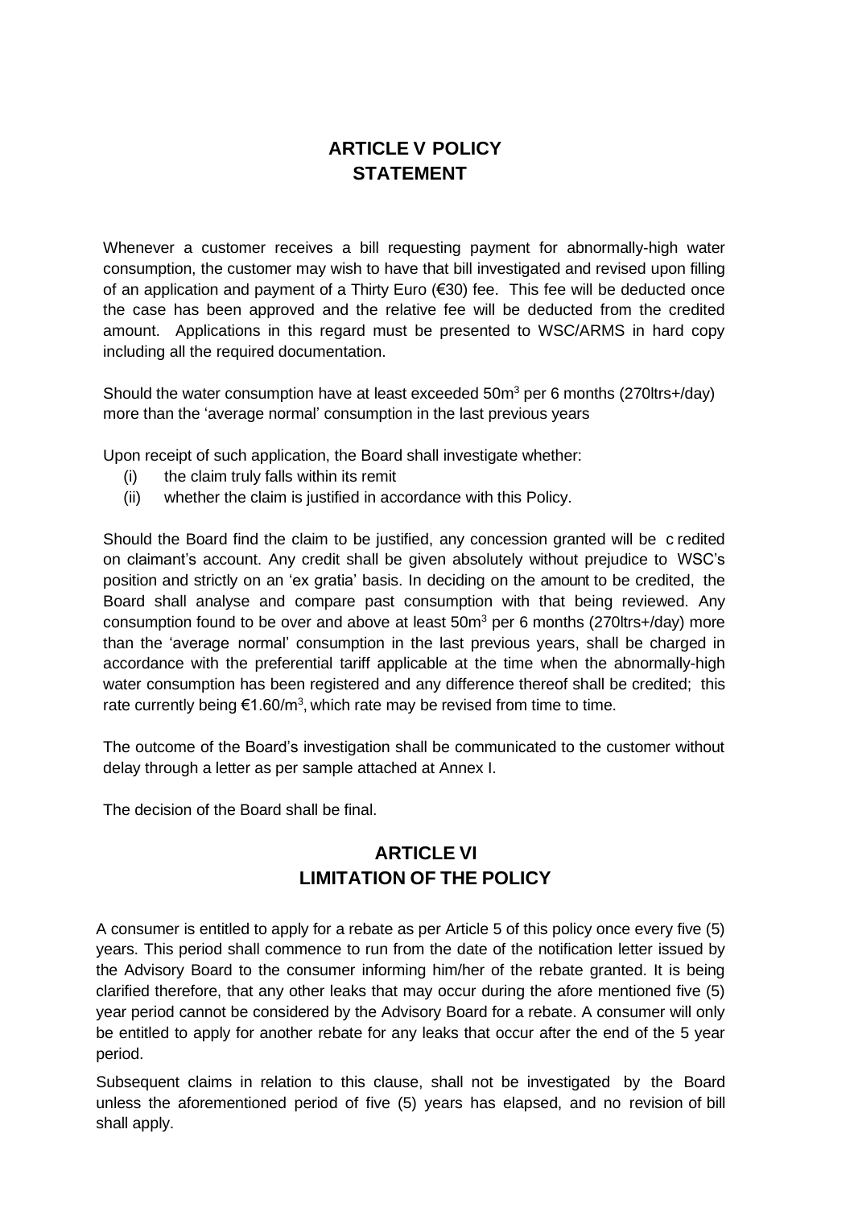## ARTICLE V POLICY STATEMENT

Whenever a customer receives a bill requesting payment for abnormally-high water consumption, the customer may wish to have that bill investigated and revised upon filling of an application and payment of a Thirty Euro (€30) fee. This fee will be deducted once the case has been approved and the relative fee will be deducted from the credited amount. Applications in this regard must be presented to WSC/ARMS in hard copy including all the required documentation.

Should the water consumption have at least exceeded 50m$^3$ per 6 months (270ltrs+/day) more than the 'average normal' consumption in the last previous years

Upon receipt of such application, the Board shall investigate whether:

(i) the claim truly falls within its remit
(ii) whether the claim is justified in accordance with this Policy.

Should the Board find the claim to be justified, any concession granted will be c redited on claimant's account. Any credit shall be given absolutely without prejudice to WSC's position and strictly on an 'ex gratia' basis. In deciding on the amount to be credited, the Board shall analyse and compare past consumption with that being reviewed. Any consumption found to be over and above at least 50m$^3$ per 6 months (270ltrs+/day) more than the 'average normal' consumption in the last previous years, shall be charged in accordance with the preferential tariff applicable at the time when the abnormally-high water consumption has been registered and any difference thereof shall be credited; this rate currently being €1.60/m$^3$, which rate may be revised from time to time.

The outcome of the Board's investigation shall be communicated to the customer without delay through a letter as per sample attached at Annex I.

The decision of the Board shall be final.

## ARTICLE VI LIMITATION OF THE POLICY

A consumer is entitled to apply for a rebate as per Article 5 of this policy once every five (5) years. This period shall commence to run from the date of the notification letter issued by the Advisory Board to the consumer informing him/her of the rebate granted. It is being clarified therefore, that any other leaks that may occur during the afore mentioned five (5) year period cannot be considered by the Advisory Board for a rebate. A consumer will only be entitled to apply for another rebate for any leaks that occur after the end of the 5 year period.

Subsequent claims in relation to this clause, shall not be investigated by the Board unless the aforementioned period of five (5) years has elapsed, and no revision of bill shall apply.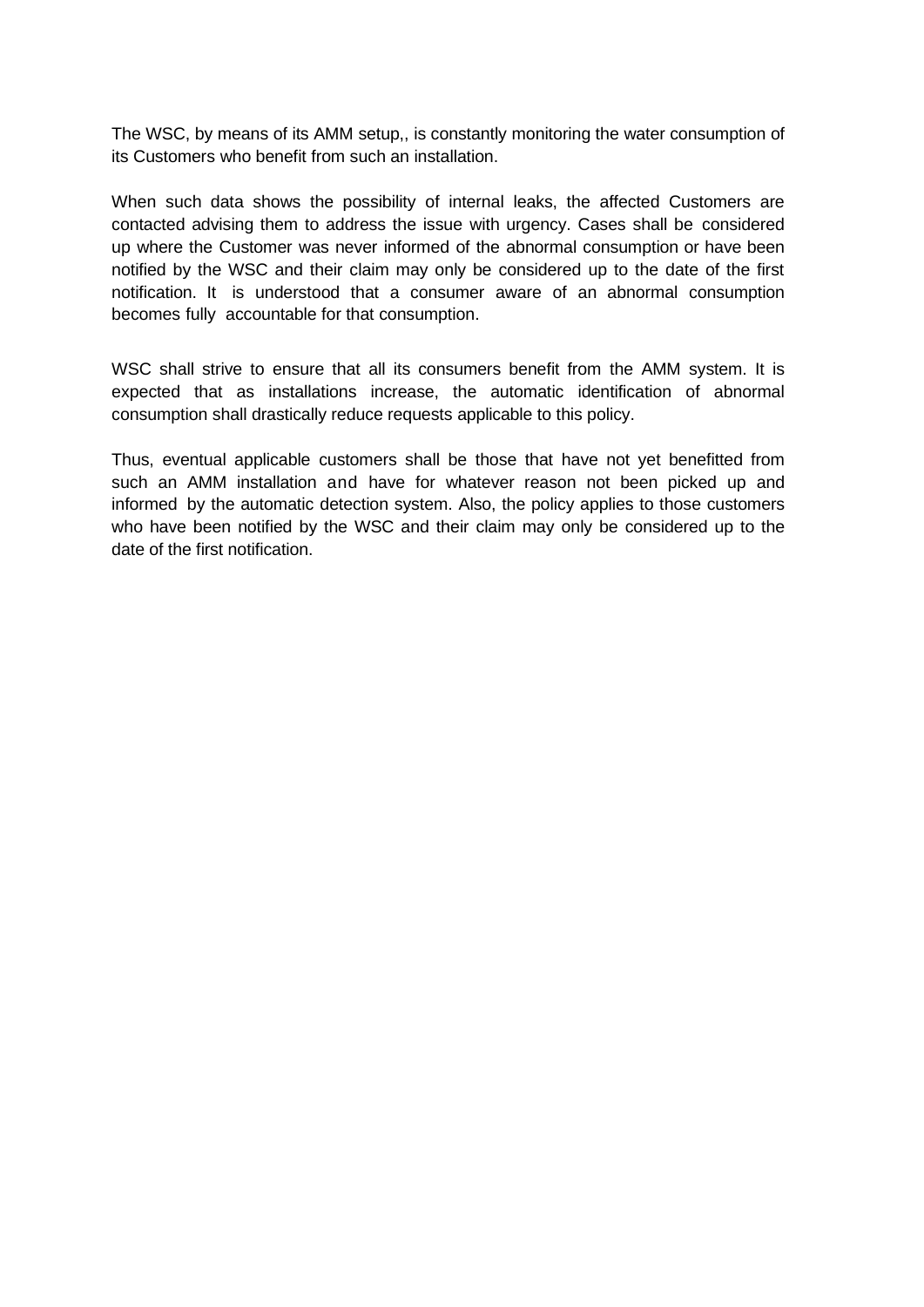The WSC, by means of its AMM setup,, is constantly monitoring the water consumption of its Customers who benefit from such an installation.

When such data shows the possibility of internal leaks, the affected Customers are contacted advising them to address the issue with urgency. Cases shall be considered up where the Customer was never informed of the abnormal consumption or have been notified by the WSC and their claim may only be considered up to the date of the first notification. It is understood that a consumer aware of an abnormal consumption becomes fully accountable for that consumption.

WSC shall strive to ensure that all its consumers benefit from the AMM system. It is expected that as installations increase, the automatic identification of abnormal consumption shall drastically reduce requests applicable to this policy.

Thus, eventual applicable customers shall be those that have not yet benefitted from such an AMM installation and have for whatever reason not been picked up and informed by the automatic detection system. Also, the policy applies to those customers who have been notified by the WSC and their claim may only be considered up to the date of the first notification.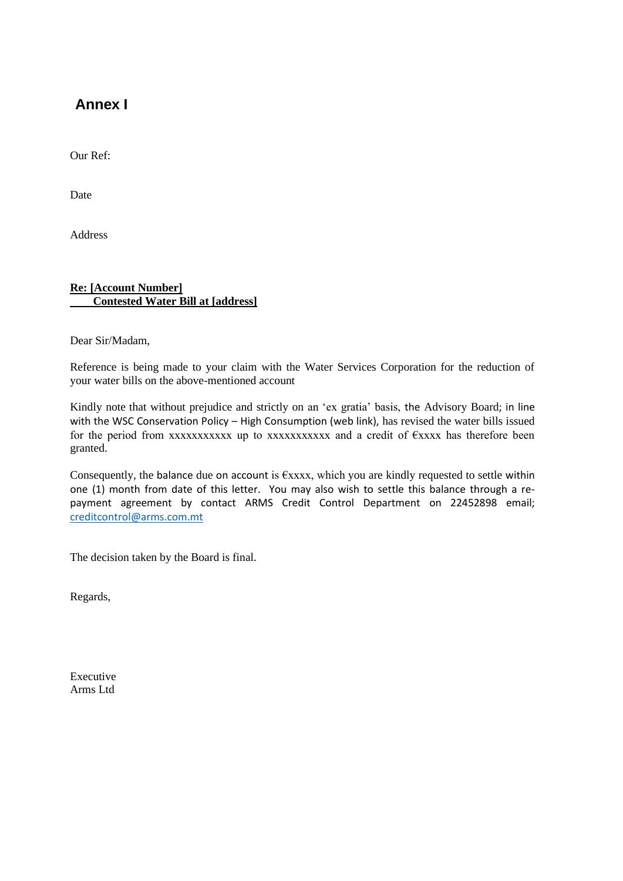# Annex I

Our Ref:

Date

Address

**Re: [Account Number]**
**Contested Water Bill at [address]**

Dear Sir/Madam,

Reference is being made to your claim with the Water Services Corporation for the reduction of your water bills on the above-mentioned account

Kindly note that without prejudice and strictly on an 'ex gratia' basis, the Advisory Board; in line with the WSC Conservation Policy – High Consumption (web link), has revised the water bills issued for the period from xxxxxxxxxxx up to xxxxxxxxxxx and a credit of €xxxx has therefore been granted.

Consequently, the balance due on account is €xxxx, which you are kindly requested to settle within one (1) month from date of this letter. You may also wish to settle this balance through a re-payment agreement by contact ARMS Credit Control Department on 22452898 email; creditcontrol@arms.com.mt

The decision taken by the Board is final.

Regards,

Executive
Arms Ltd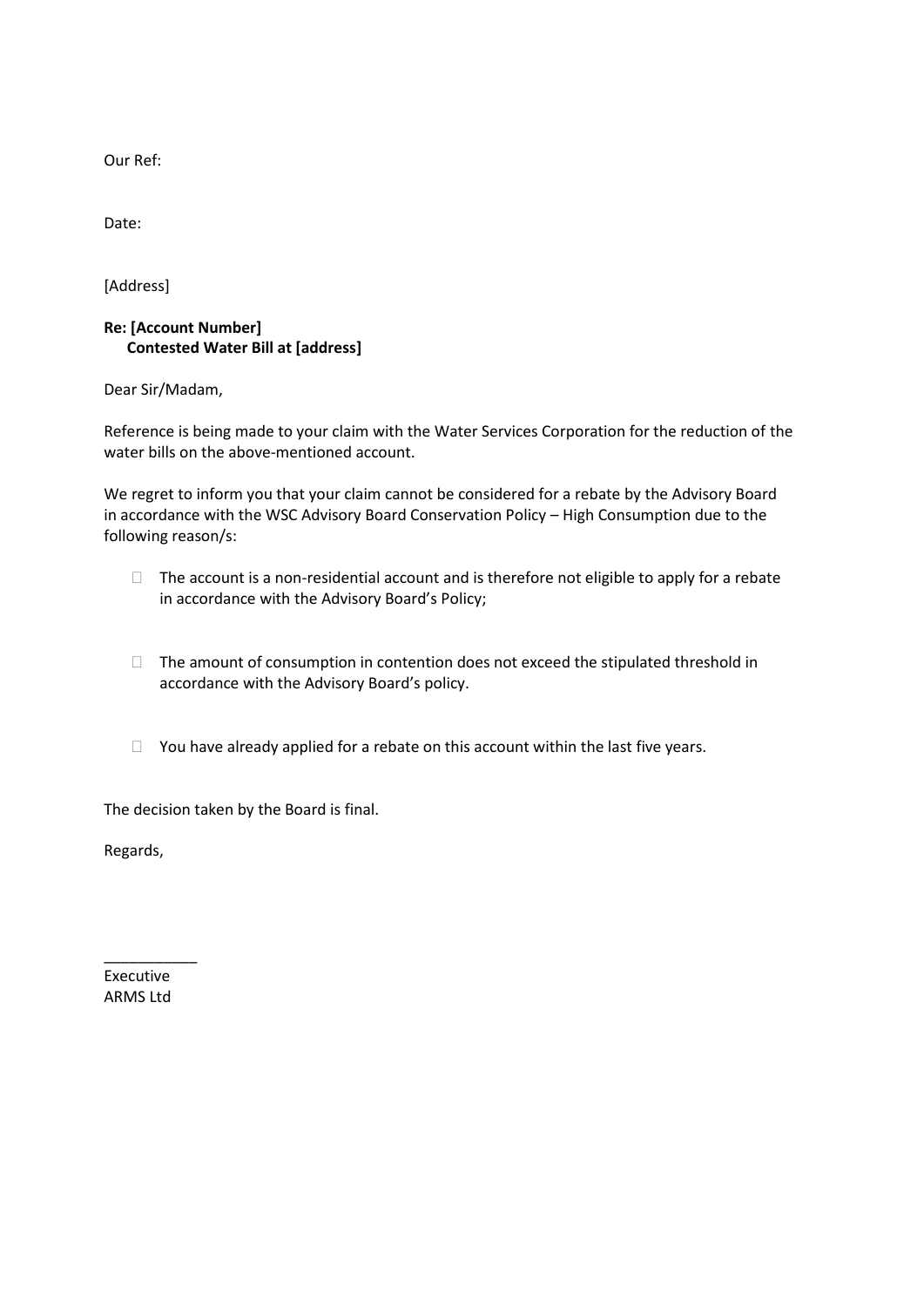Our Ref:

Date:

[Address]

**Re: [Account Number]**
**Contested Water Bill at [address]**

Dear Sir/Madam,

Reference is being made to your claim with the Water Services Corporation for the reduction of the water bills on the above-mentioned account.

We regret to inform you that your claim cannot be considered for a rebate by the Advisory Board in accordance with the WSC Advisory Board Conservation Policy – High Consumption due to the following reason/s:

- ☐ The account is a non-residential account and is therefore not eligible to apply for a rebate in accordance with the Advisory Board's Policy;
- ☐ The amount of consumption in contention does not exceed the stipulated threshold in accordance with the Advisory Board's policy.
- ☐ You have already applied for a rebate on this account within the last five years.

The decision taken by the Board is final.

Regards,

___________
Executive
ARMS Ltd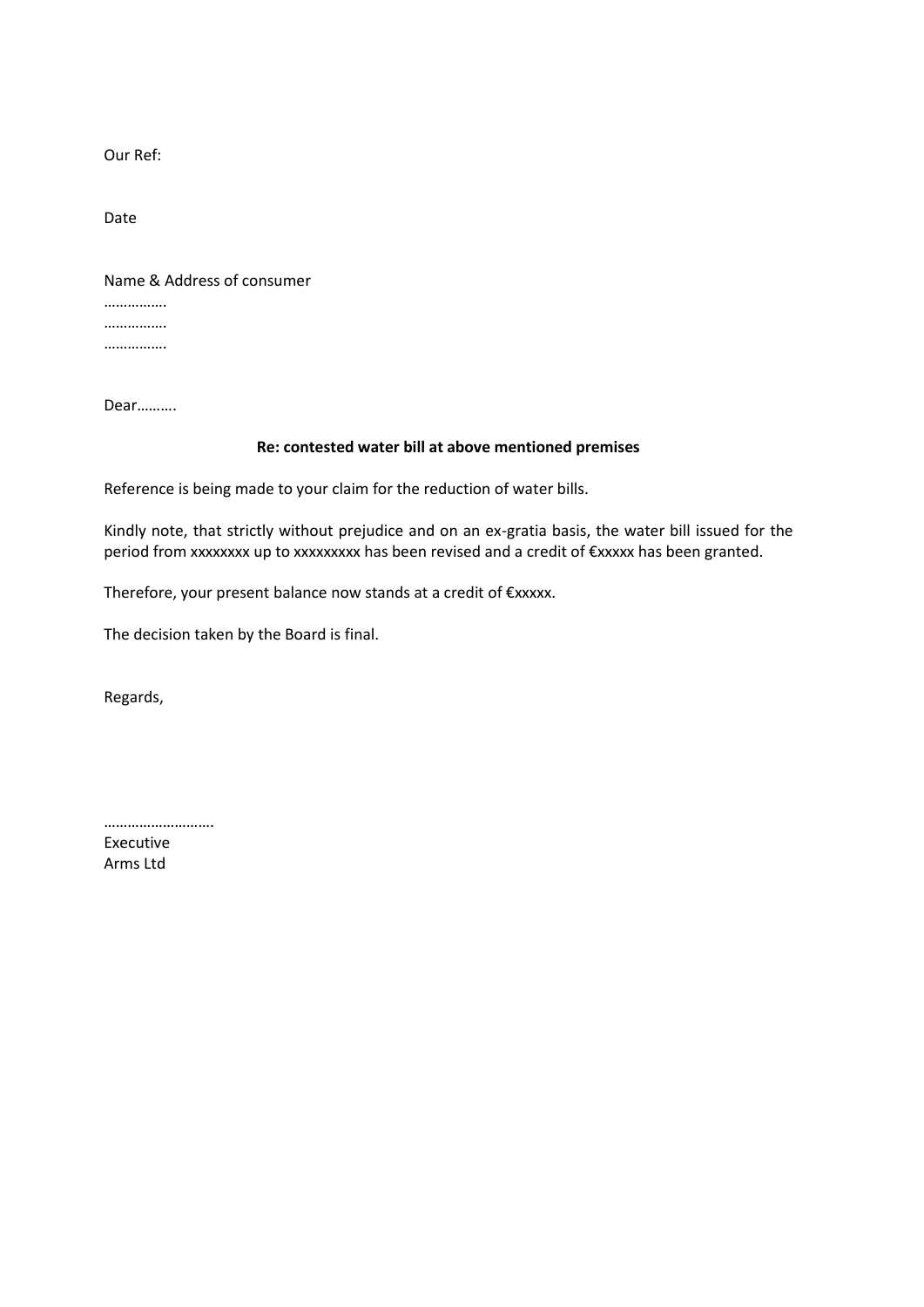Our Ref:

Date

Name & Address of consumer

…………….

…………….

…………….

Dear……….

**Re: contested water bill at above mentioned premises**

Reference is being made to your claim for the reduction of water bills.

Kindly note, that strictly without prejudice and on an ex-gratia basis, the water bill issued for the period from xxxxxxxx up to xxxxxxxxx has been revised and a credit of €xxxxx has been granted.

Therefore, your present balance now stands at a credit of €xxxxx.

The decision taken by the Board is final.

Regards,

……………………….

Executive

Arms Ltd